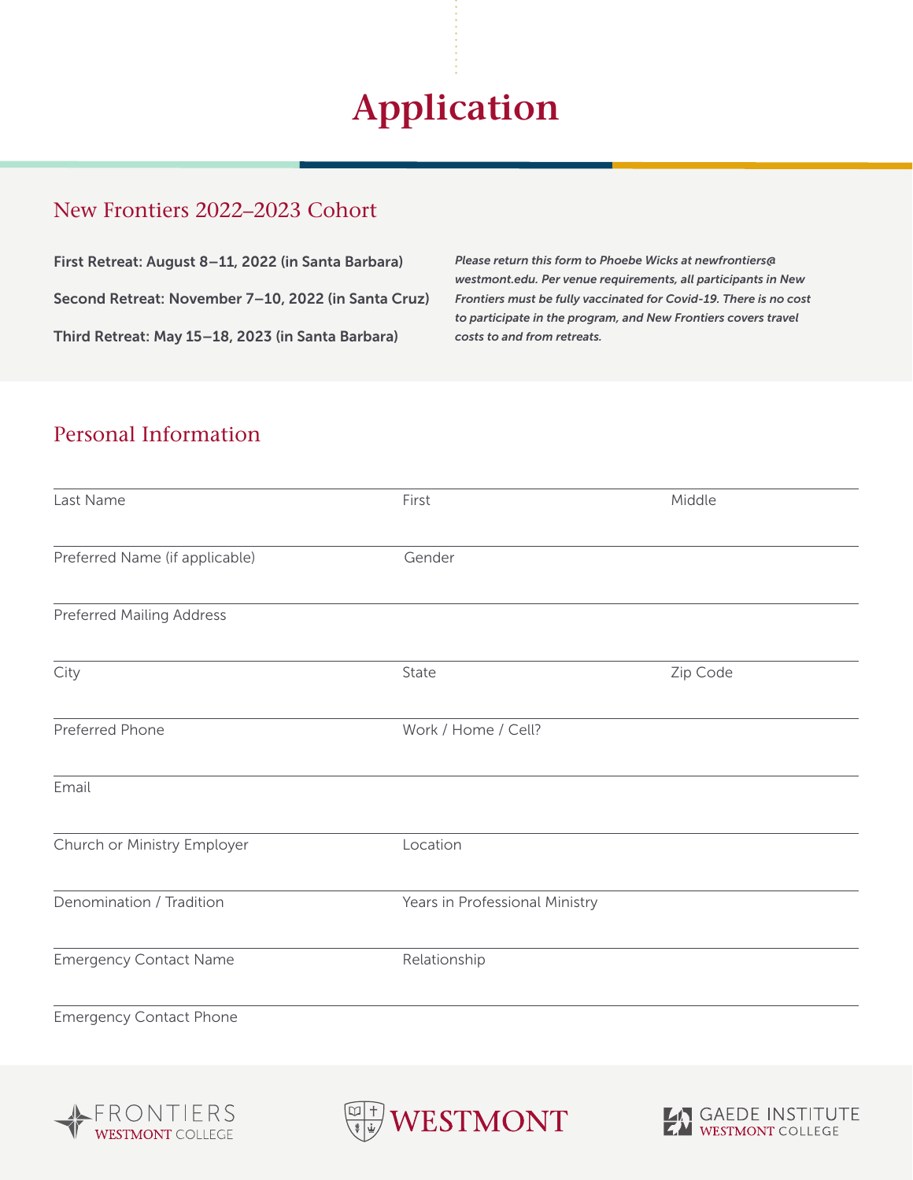# Application

## New Frontiers 2022–2023 Cohort

**First Retreat: August 8–11, 2022 (in Santa Barbara)**

**Second Retreat: November 7–10, 2022 (in Santa Cruz)**

**Third Retreat: May 15–18, 2023 (in Santa Barbara)**

***Please return this form to Phoebe Wicks at newfrontiers@westmont.edu. Per venue requirements, all participants in New Frontiers must be fully vaccinated for Covid-19. There is no cost to participate in the program, and New Frontiers covers travel costs to and from retreats.***

## Personal Information

| | | |
|---|---|---|
| Last Name | First | Middle |
| Preferred Name (if applicable) | Gender | |
| Preferred Mailing Address | | |
| City | State | Zip Code |
| Preferred Phone | Work / Home / Cell? | |
| Email | | |
| Church or Ministry Employer | Location | |
| Denomination / Tradition | Years in Professional Ministry | |
| Emergency Contact Name | Relationship | |
| Emergency Contact Phone | | |

FRONTIERS WESTMONT COLLEGE

WESTMONT

GAEDE INSTITUTE WESTMONT COLLEGE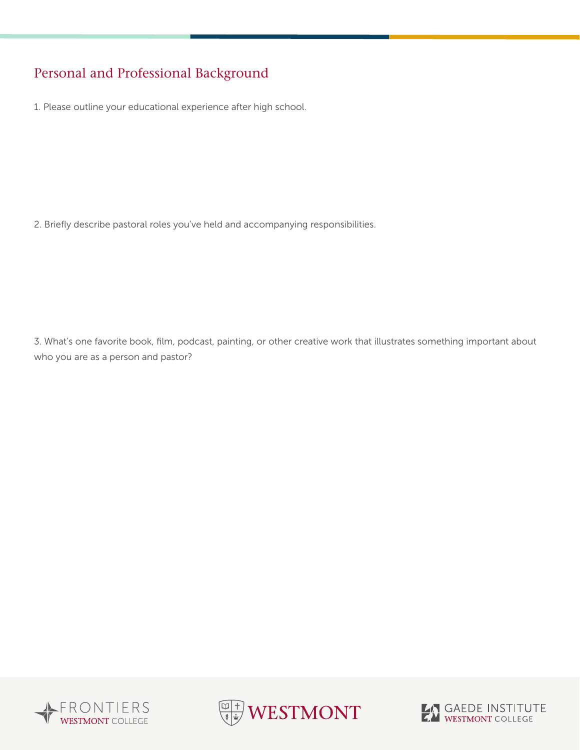## Personal and Professional Background

1. Please outline your educational experience after high school.

2. Briefly describe pastoral roles you've held and accompanying responsibilities.

3. What's one favorite book, film, podcast, painting, or other creative work that illustrates something important about who you are as a person and pastor?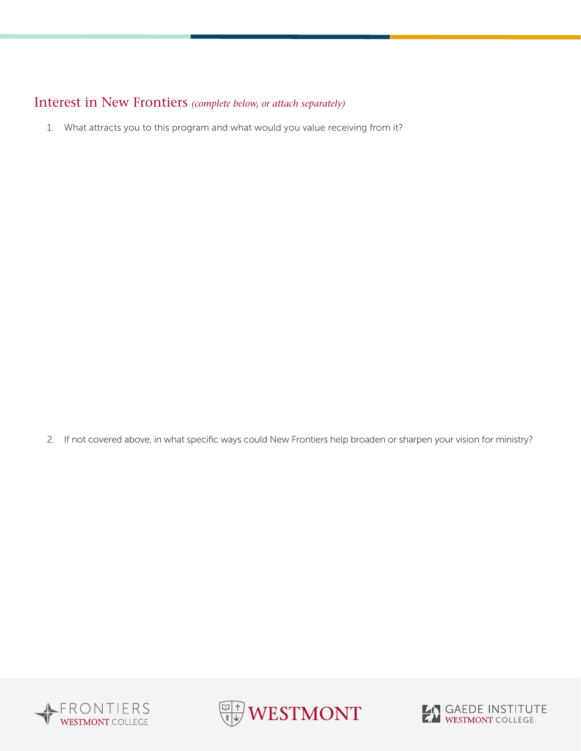## Interest in New Frontiers *(complete below, or attach separately)*

1. What attracts you to this program and what would you value receiving from it?

2. If not covered above, in what specific ways could New Frontiers help broaden or sharpen your vision for ministry?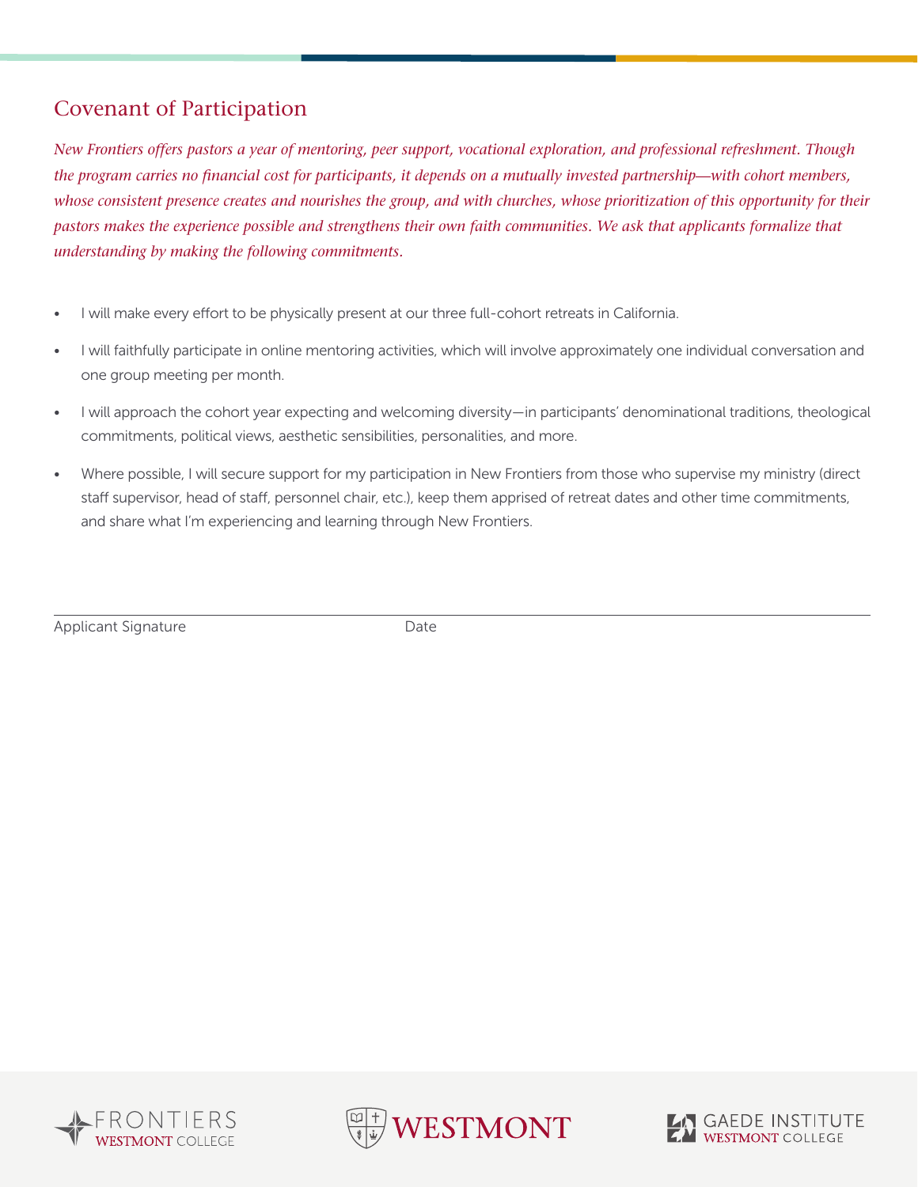## Covenant of Participation

*New Frontiers offers pastors a year of mentoring, peer support, vocational exploration, and professional refreshment. Though the program carries no financial cost for participants, it depends on a mutually invested partnership—with cohort members, whose consistent presence creates and nourishes the group, and with churches, whose prioritization of this opportunity for their pastors makes the experience possible and strengthens their own faith communities. We ask that applicants formalize that understanding by making the following commitments.*

- I will make every effort to be physically present at our three full-cohort retreats in California.
- I will faithfully participate in online mentoring activities, which will involve approximately one individual conversation and one group meeting per month.
- I will approach the cohort year expecting and welcoming diversity—in participants' denominational traditions, theological commitments, political views, aesthetic sensibilities, personalities, and more.
- Where possible, I will secure support for my participation in New Frontiers from those who supervise my ministry (direct staff supervisor, head of staff, personnel chair, etc.), keep them apprised of retreat dates and other time commitments, and share what I'm experiencing and learning through New Frontiers.

Applicant Signature     Date

FRONTIERS WESTMONT COLLEGE

WESTMONT

GAEDE INSTITUTE WESTMONT COLLEGE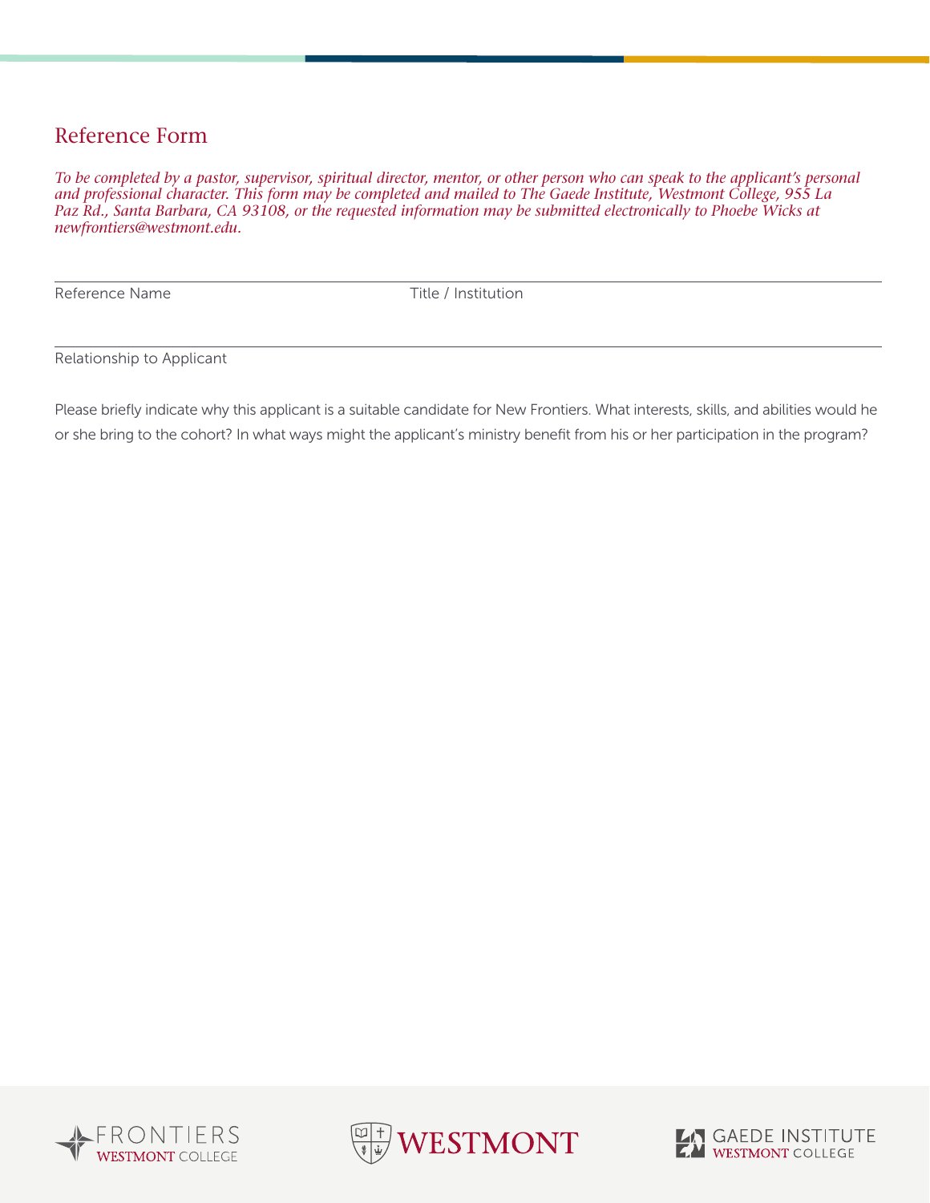## Reference Form

*To be completed by a pastor, supervisor, spiritual director, mentor, or other person who can speak to the applicant's personal and professional character. This form may be completed and mailed to The Gaede Institute, Westmont College, 955 La Paz Rd., Santa Barbara, CA 93108, or the requested information may be submitted electronically to Phoebe Wicks at newfrontiers@westmont.edu.*

Reference Name

Title / Institution

Relationship to Applicant

Please briefly indicate why this applicant is a suitable candidate for New Frontiers. What interests, skills, and abilities would he or she bring to the cohort? In what ways might the applicant's ministry benefit from his or her participation in the program?

FRONTIERS WESTMONT COLLEGE

WESTMONT

GAEDE INSTITUTE WESTMONT COLLEGE